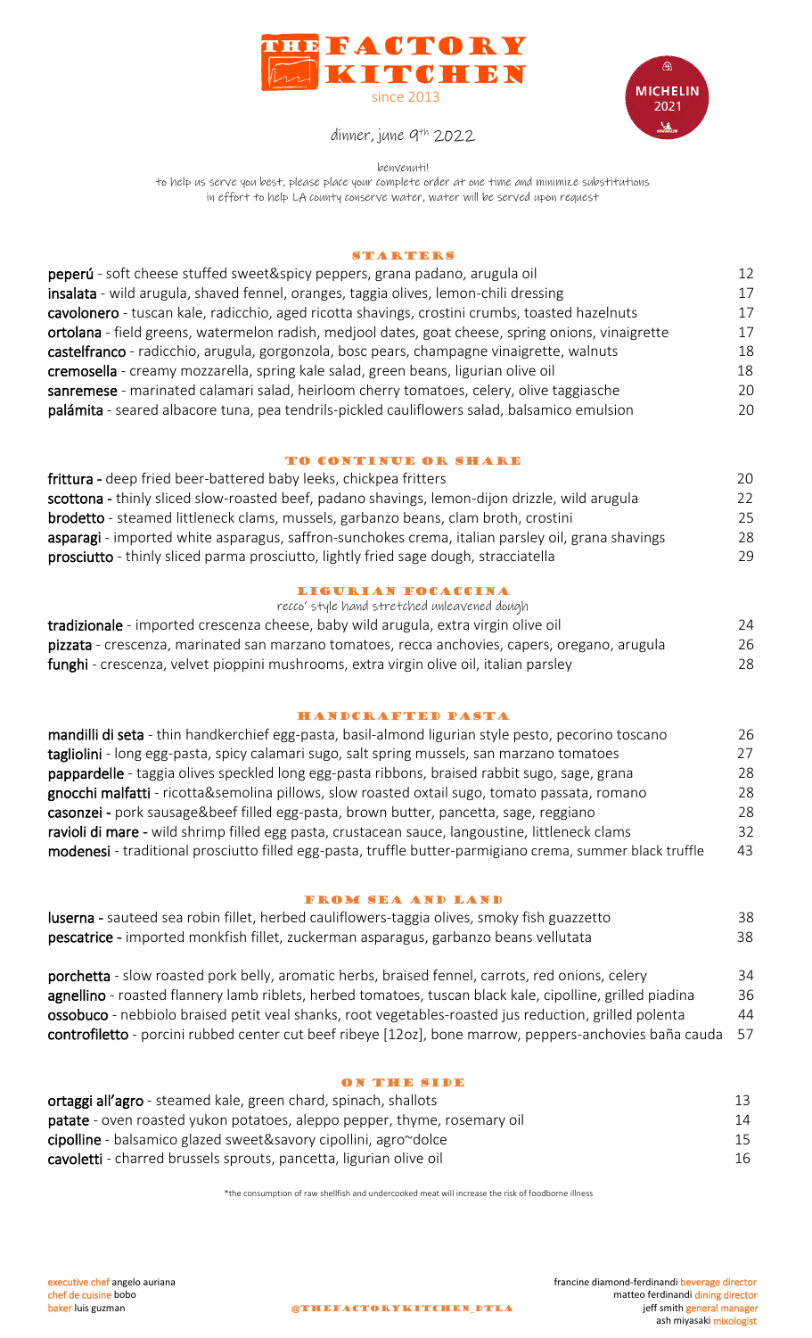# THE FACTORY KITCHEN

since 2013

MICHELIN 2021

dinner, june 9th 2022

benvenuti!

to help us serve you best, please place your complete order at one time and minimize substitutions

in effort to help LA county conserve water, water will be served upon request

## STARTERS

| | |
|---|---|
| **peperú** - soft cheese stuffed sweet&spicy peppers, grana padano, arugula oil | 12 |
| **insalata** - wild arugula, shaved fennel, oranges, taggia olives, lemon-chili dressing | 17 |
| **cavolonero** - tuscan kale, radicchio, aged ricotta shavings, crostini crumbs, toasted hazelnuts | 17 |
| **ortolana** - field greens, watermelon radish, medjool dates, goat cheese, spring onions, vinaigrette | 17 |
| **castelfranco** - radicchio, arugula, gorgonzola, bosc pears, champagne vinaigrette, walnuts | 18 |
| **cremosella** - creamy mozzarella, spring kale salad, green beans, ligurian olive oil | 18 |
| **sanremese** - marinated calamari salad, heirloom cherry tomatoes, celery, olive taggiasche | 20 |
| **palámita** - seared albacore tuna, pea tendrils-pickled cauliflowers salad, balsamico emulsion | 20 |

## TO CONTINUE OR SHARE

| | |
|---|---|
| **frittura** - deep fried beer-battered baby leeks, chickpea fritters | 20 |
| **scottona** - thinly sliced slow-roasted beef, padano shavings, lemon-dijon drizzle, wild arugula | 22 |
| **brodetto** - steamed littleneck clams, mussels, garbanzo beans, clam broth, crostini | 25 |
| **asparagi** - imported white asparagus, saffron-sunchokes crema, italian parsley oil, grana shavings | 28 |
| **prosciutto** - thinly sliced parma prosciutto, lightly fried sage dough, stracciatella | 29 |

## LIGURIAN FOCACCINA

recco' style hand stretched unleavened dough

| | |
|---|---|
| **tradizionale** - imported crescenza cheese, baby wild arugula, extra virgin olive oil | 24 |
| **pizzata** - crescenza, marinated san marzano tomatoes, recca anchovies, capers, oregano, arugula | 26 |
| **funghi** - crescenza, velvet pioppini mushrooms, extra virgin olive oil, italian parsley | 28 |

## HANDCRAFTED PASTA

| | |
|---|---|
| **mandilli di seta** - thin handkerchief egg-pasta, basil-almond ligurian style pesto, pecorino toscano | 26 |
| **tagliolini** - long egg-pasta, spicy calamari sugo, salt spring mussels, san marzano tomatoes | 27 |
| **pappardelle** - taggia olives speckled long egg-pasta ribbons, braised rabbit sugo, sage, grana | 28 |
| **gnocchi malfatti** - ricotta&semolina pillows, slow roasted oxtail sugo, tomato passata, romano | 28 |
| **casonzei** - pork sausage&beef filled egg-pasta, brown butter, pancetta, sage, reggiano | 28 |
| **ravioli di mare** - wild shrimp filled egg pasta, crustacean sauce, langoustine, littleneck clams | 32 |
| **modenesi** - traditional prosciutto filled egg-pasta, truffle butter-parmigiano crema, summer black truffle | 43 |

## FROM SEA AND LAND

| | |
|---|---|
| **luserna** - sauteed sea robin fillet, herbed cauliflowers-taggia olives, smoky fish guazzetto | 38 |
| **pescatrice** - imported monkfish fillet, zuckerman asparagus, garbanzo beans vellutata | 38 |
| **porchetta** - slow roasted pork belly, aromatic herbs, braised fennel, carrots, red onions, celery | 34 |
| **agnellino** - roasted flannery lamb riblets, herbed tomatoes, tuscan black kale, cipolline, grilled piadina | 36 |
| **ossobuco** - nebbiolo braised petit veal shanks, root vegetables-roasted jus reduction, grilled polenta | 44 |
| **controfiletto** - porcini rubbed center cut beef ribeye [12oz], bone marrow, peppers-anchovies baña cauda | 57 |

## ON THE SIDE

| | |
|---|---|
| **ortaggi all'agro** - steamed kale, green chard, spinach, shallots | 13 |
| **patate** - oven roasted yukon potatoes, aleppo pepper, thyme, rosemary oil | 14 |
| **cipolline** - balsamico glazed sweet&savory cipollini, agro~dolce | 15 |
| **cavoletti** - charred brussels sprouts, pancetta, ligurian olive oil | 16 |

*the consumption of raw shellfish and undercooked meat will increase the risk of foodborne illness

executive chef angelo auriana
chef de cuisine bobo
baker luis guzman

@THEFACTORYKITCHEN_DTLA

francine diamond-ferdinandi beverage director
matteo ferdinandi dining director
jeff smith general manager
ash miyasaki mixologist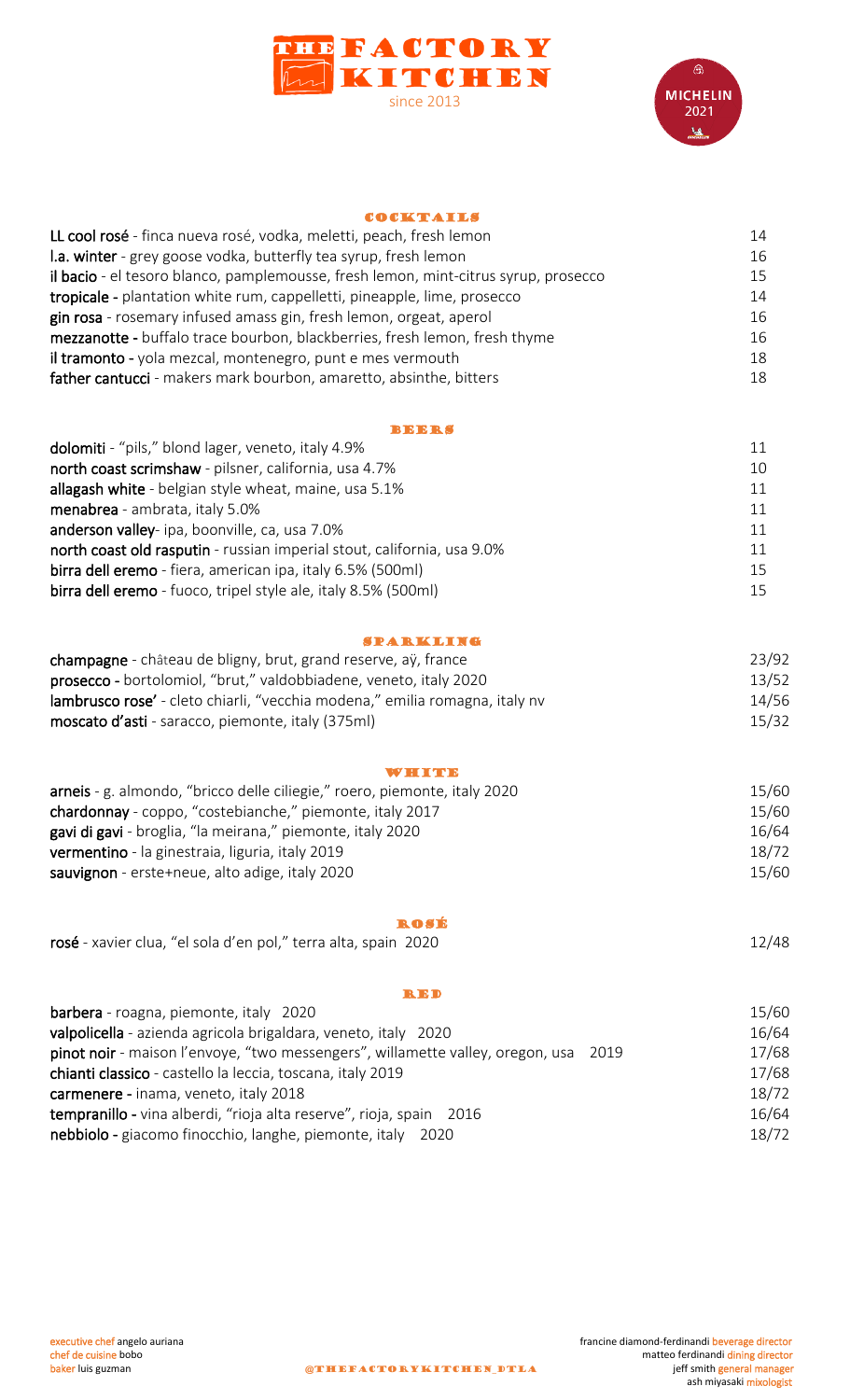# THE FACTORY KITCHEN

since 2013

MICHELIN 2021

## COCKTAILS

| | |
|---|---|
| **LL cool rosé** - finca nueva rosé, vodka, meletti, peach, fresh lemon | 14 |
| **l.a. winter** - grey goose vodka, butterfly tea syrup, fresh lemon | 16 |
| **il bacio** - el tesoro blanco, pamplemousse, fresh lemon, mint-citrus syrup, prosecco | 15 |
| **tropicale** - plantation white rum, cappelletti, pineapple, lime, prosecco | 14 |
| **gin rosa** - rosemary infused amass gin, fresh lemon, orgeat, aperol | 16 |
| **mezzanotte** - buffalo trace bourbon, blackberries, fresh lemon, fresh thyme | 16 |
| **il tramonto** - yola mezcal, montenegro, punt e mes vermouth | 18 |
| **father cantucci** - makers mark bourbon, amaretto, absinthe, bitters | 18 |

## BEERS

| | |
|---|---|
| **dolomiti** - "pils," blond lager, veneto, italy 4.9% | 11 |
| **north coast scrimshaw** - pilsner, california, usa 4.7% | 10 |
| **allagash white** - belgian style wheat, maine, usa 5.1% | 11 |
| **menabrea** - ambrata, italy 5.0% | 11 |
| **anderson valley**- ipa, boonville, ca, usa 7.0% | 11 |
| **north coast old rasputin** - russian imperial stout, california, usa 9.0% | 11 |
| **birra dell eremo** - fiera, american ipa, italy 6.5% (500ml) | 15 |
| **birra dell eremo** - fuoco, tripel style ale, italy 8.5% (500ml) | 15 |

## SPARKLING

| | |
|---|---|
| **champagne** - château de bligny, brut, grand reserve, aÿ, france | 23/92 |
| **prosecco** - bortolomiol, "brut," valdobbiadene, veneto, italy 2020 | 13/52 |
| **lambrusco rose'** - cleto chiarli, "vecchia modena," emilia romagna, italy nv | 14/56 |
| **moscato d'asti** - saracco, piemonte, italy (375ml) | 15/32 |

## WHITE

| | |
|---|---|
| **arneis** - g. almondo, "bricco delle ciliegie," roero, piemonte, italy 2020 | 15/60 |
| **chardonnay** - coppo, "costebianche," piemonte, italy 2017 | 15/60 |
| **gavi di gavi** - broglia, "la meirana," piemonte, italy 2020 | 16/64 |
| **vermentino** - la ginestraia, liguria, italy 2019 | 18/72 |
| **sauvignon** - erste+neue, alto adige, italy 2020 | 15/60 |

## ROSÉ

| | |
|---|---|
| **rosé** - xavier clua, "el sola d'en pol," terra alta, spain 2020 | 12/48 |

## RED

| | |
|---|---|
| **barbera** - roagna, piemonte, italy 2020 | 15/60 |
| **valpolicella** - azienda agricola brigaldara, veneto, italy 2020 | 16/64 |
| **pinot noir** - maison l'envoye, "two messengers", willamette valley, oregon, usa 2019 | 17/68 |
| **chianti classico** - castello la leccia, toscana, italy 2019 | 17/68 |
| **carmenere** - inama, veneto, italy 2018 | 18/72 |
| **tempranillo** - vina alberdi, "rioja alta reserve", rioja, spain 2016 | 16/64 |
| **nebbiolo** - giacomo finocchio, langhe, piemonte, italy 2020 | 18/72 |

executive chef angelo auriana
chef de cuisine bobo
baker luis guzman

@THEFACTORYKITCHEN_DTLA

francine diamond-ferdinandi beverage director
matteo ferdinandi dining director
jeff smith general manager
ash miyasaki mixologist